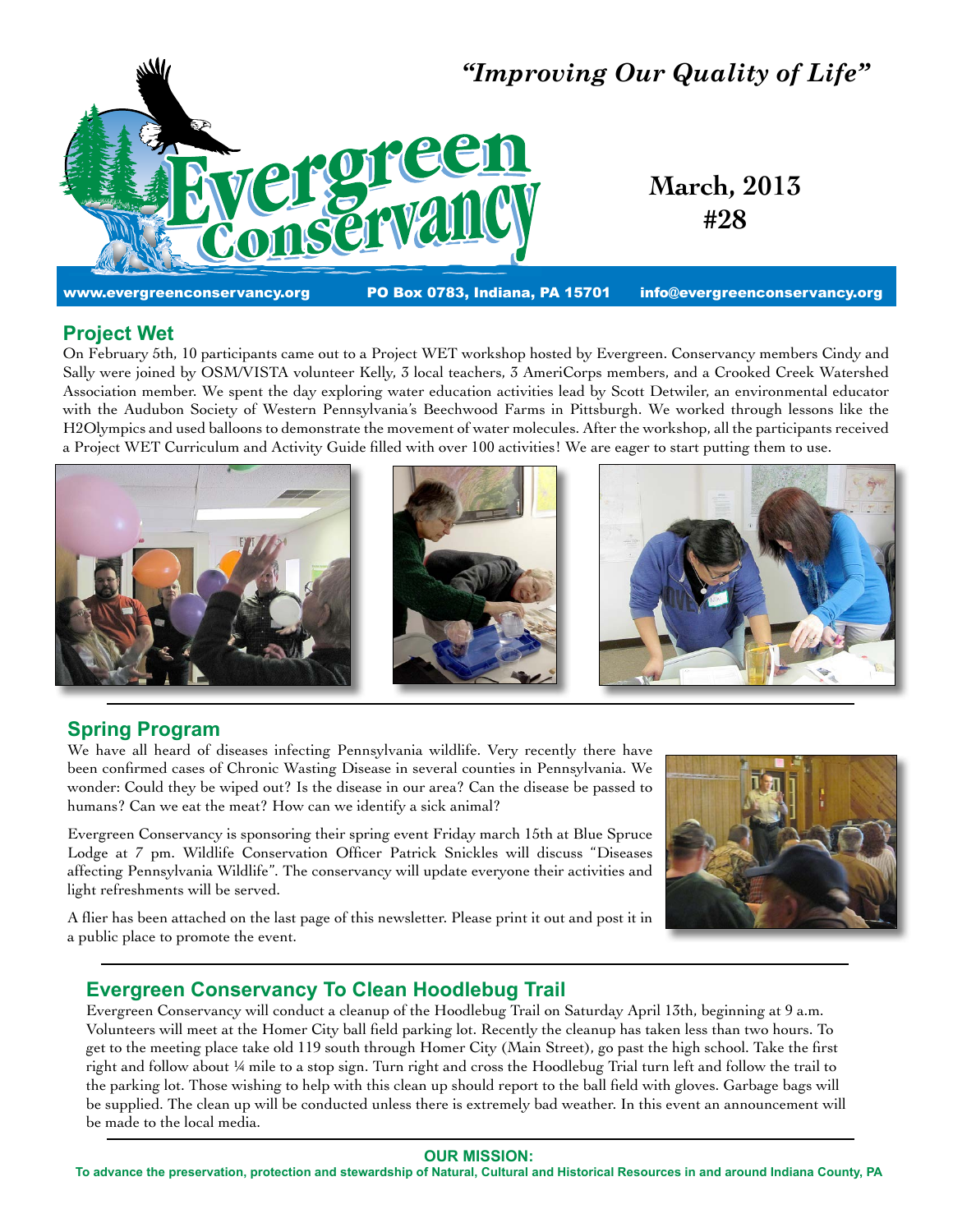*"Improving Our Quality of Life"*

# Evergreen Conservancy

**March, 2013**
**#28**

www.evergreenconservancy.org PO Box 0783, Indiana, PA 15701 info@evergreenconservancy.org

## Project Wet

On February 5th, 10 participants came out to a Project WET workshop hosted by Evergreen. Conservancy members Cindy and Sally were joined by OSM/VISTA volunteer Kelly, 3 local teachers, 3 AmeriCorps members, and a Crooked Creek Watershed Association member. We spent the day exploring water education activities lead by Scott Detwiler, an environmental educator with the Audubon Society of Western Pennsylvania's Beechwood Farms in Pittsburgh. We worked through lessons like the H2Olympics and used balloons to demonstrate the movement of water molecules. After the workshop, all the participants received a Project WET Curriculum and Activity Guide filled with over 100 activities! We are eager to start putting them to use.

## Spring Program

We have all heard of diseases infecting Pennsylvania wildlife. Very recently there have been confirmed cases of Chronic Wasting Disease in several counties in Pennsylvania. We wonder: Could they be wiped out? Is the disease in our area? Can the disease be passed to humans? Can we eat the meat? How can we identify a sick animal?

Evergreen Conservancy is sponsoring their spring event Friday march 15th at Blue Spruce Lodge at 7 pm. Wildlife Conservation Officer Patrick Snickles will discuss "Diseases affecting Pennsylvania Wildlife". The conservancy will update everyone their activities and light refreshments will be served.

A flier has been attached on the last page of this newsletter. Please print it out and post it in a public place to promote the event.

## Evergreen Conservancy To Clean Hoodlebug Trail

Evergreen Conservancy will conduct a cleanup of the Hoodlebug Trail on Saturday April 13th, beginning at 9 a.m. Volunteers will meet at the Homer City ball field parking lot. Recently the cleanup has taken less than two hours. To get to the meeting place take old 119 south through Homer City (Main Street), go past the high school. Take the first right and follow about ¼ mile to a stop sign. Turn right and cross the Hoodlebug Trial turn left and follow the trail to the parking lot. Those wishing to help with this clean up should report to the ball field with gloves. Garbage bags will be supplied. The clean up will be conducted unless there is extremely bad weather. In this event an announcement will be made to the local media.

**OUR MISSION:**
**To advance the preservation, protection and stewardship of Natural, Cultural and Historical Resources in and around Indiana County, PA**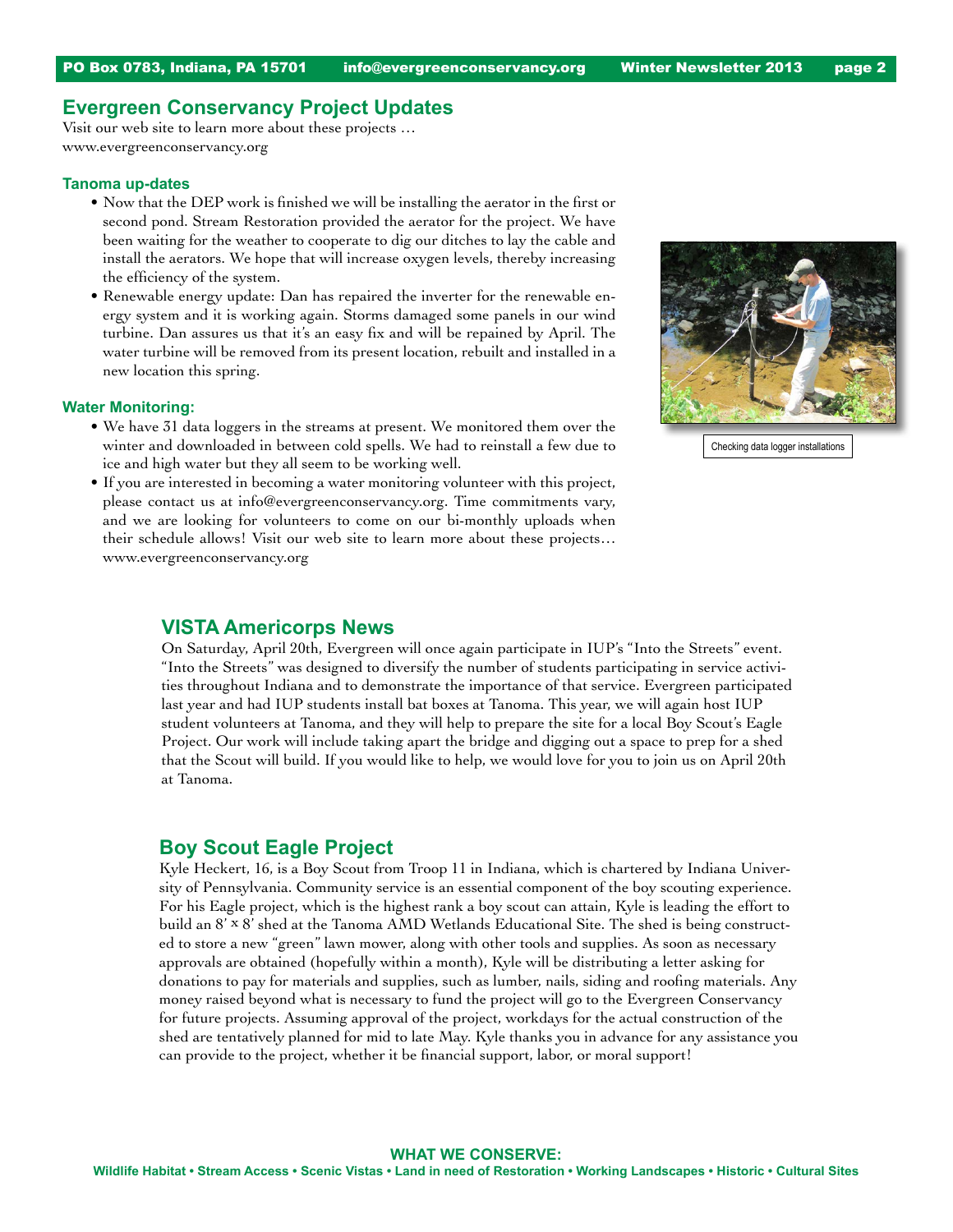## Evergreen Conservancy Project Updates

Visit our web site to learn more about these projects …
www.evergreenconservancy.org

### Tanoma up-dates

- Now that the DEP work is finished we will be installing the aerator in the first or second pond. Stream Restoration provided the aerator for the project. We have been waiting for the weather to cooperate to dig our ditches to lay the cable and install the aerators. We hope that will increase oxygen levels, thereby increasing the efficiency of the system.
- Renewable energy update: Dan has repaired the inverter for the renewable energy system and it is working again. Storms damaged some panels in our wind turbine. Dan assures us that it's an easy fix and will be repained by April. The water turbine will be removed from its present location, rebuilt and installed in a new location this spring.

### Water Monitoring:

- We have 31 data loggers in the streams at present. We monitored them over the winter and downloaded in between cold spells. We had to reinstall a few due to ice and high water but they all seem to be working well.
- If you are interested in becoming a water monitoring volunteer with this project, please contact us at info@evergreenconservancy.org. Time commitments vary, and we are looking for volunteers to come on our bi-monthly uploads when their schedule allows! Visit our web site to learn more about these projects… www.evergreenconservancy.org

Checking data logger installations

## VISTA Americorps News

On Saturday, April 20th, Evergreen will once again participate in IUP's "Into the Streets" event. "Into the Streets" was designed to diversify the number of students participating in service activities throughout Indiana and to demonstrate the importance of that service. Evergreen participated last year and had IUP students install bat boxes at Tanoma. This year, we will again host IUP student volunteers at Tanoma, and they will help to prepare the site for a local Boy Scout's Eagle Project. Our work will include taking apart the bridge and digging out a space to prep for a shed that the Scout will build. If you would like to help, we would love for you to join us on April 20th at Tanoma.

## Boy Scout Eagle Project

Kyle Heckert, 16, is a Boy Scout from Troop 11 in Indiana, which is chartered by Indiana University of Pennsylvania. Community service is an essential component of the boy scouting experience. For his Eagle project, which is the highest rank a boy scout can attain, Kyle is leading the effort to build an 8' x 8' shed at the Tanoma AMD Wetlands Educational Site. The shed is being constructed to store a new "green" lawn mower, along with other tools and supplies. As soon as necessary approvals are obtained (hopefully within a month), Kyle will be distributing a letter asking for donations to pay for materials and supplies, such as lumber, nails, siding and roofing materials. Any money raised beyond what is necessary to fund the project will go to the Evergreen Conservancy for future projects. Assuming approval of the project, workdays for the actual construction of the shed are tentatively planned for mid to late May. Kyle thanks you in advance for any assistance you can provide to the project, whether it be financial support, labor, or moral support!

**WHAT WE CONSERVE:**
**Wildlife Habitat • Stream Access • Scenic Vistas • Land in need of Restoration • Working Landscapes • Historic • Cultural Sites**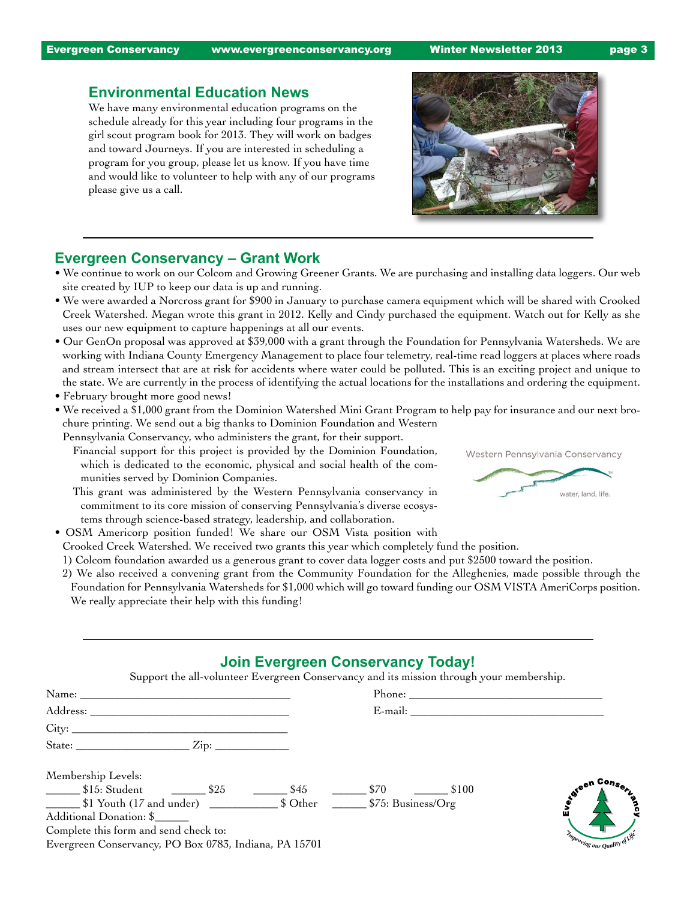## Environmental Education News

We have many environmental education programs on the schedule already for this year including four programs in the girl scout program book for 2013. They will work on badges and toward Journeys. If you are interested in scheduling a program for you group, please let us know. If you have time and would like to volunteer to help with any of our programs please give us a call.

## Evergreen Conservancy – Grant Work

- We continue to work on our Colcom and Growing Greener Grants. We are purchasing and installing data loggers. Our web site created by IUP to keep our data is up and running.
- We were awarded a Norcross grant for $900 in January to purchase camera equipment which will be shared with Crooked Creek Watershed. Megan wrote this grant in 2012. Kelly and Cindy purchased the equipment. Watch out for Kelly as she uses our new equipment to capture happenings at all our events.
- Our GenOn proposal was approved at $39,000 with a grant through the Foundation for Pennsylvania Watersheds. We are working with Indiana County Emergency Management to place four telemetry, real-time read loggers at places where roads and stream intersect that are at risk for accidents where water could be polluted. This is an exciting project and unique to the state. We are currently in the process of identifying the actual locations for the installations and ordering the equipment.
- February brought more good news!
- We received a $1,000 grant from the Dominion Watershed Mini Grant Program to help pay for insurance and our next brochure printing. We send out a big thanks to Dominion Foundation and Western Pennsylvania Conservancy, who administers the grant, for their support.

  Financial support for this project is provided by the Dominion Foundation, which is dedicated to the economic, physical and social health of the communities served by Dominion Companies.

  This grant was administered by the Western Pennsylvania conservancy in commitment to its core mission of conserving Pennsylvania's diverse ecosystems through science-based strategy, leadership, and collaboration.

  Western Pennsylvania Conservancy
  water, land, life.

- OSM Americorp position funded! We share our OSM Vista position with Crooked Creek Watershed. We received two grants this year which completely fund the position.
  1) Colcom foundation awarded us a generous grant to cover data logger costs and put $2500 toward the position.
  2) We also received a convening grant from the Community Foundation for the Alleghenies, made possible through the Foundation for Pennsylvania Watersheds for $1,000 which will go toward funding our OSM VISTA AmeriCorps position. We really appreciate their help with this funding!

## Join Evergreen Conservancy Today!

Support the all-volunteer Evergreen Conservancy and its mission through your membership.

Name: ______________________________ Phone: ______________________________

Address: ______________________________ E-mail: ______________________________

City: ______________________________

State: ________________ Zip: ____________

Membership Levels:

_____ $15: Student _____ $25 _____ $45 _____ $70 _____ $100

_____ $1 Youth (17 and under) __________ $ Other _____ $75: Business/Org

Additional Donation: $_____

Complete this form and send check to:

Evergreen Conservancy, PO Box 0783, Indiana, PA 15701

Evergreen Conservancy
"Improving our Quality of Life"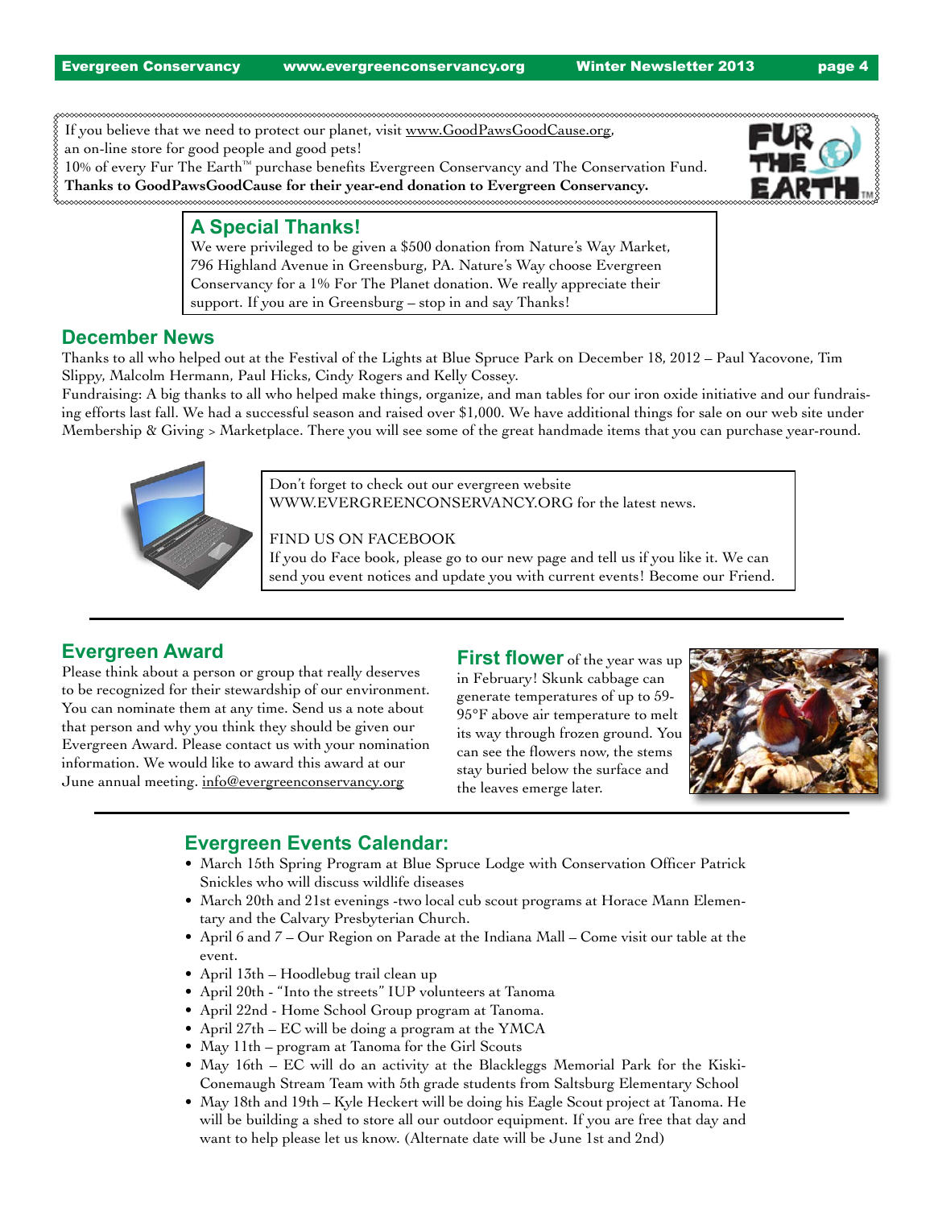If you believe that we need to protect our planet, visit www.GoodPawsGoodCause.org, an on-line store for good people and good pets!
10% of every Fur The Earth™ purchase benefits Evergreen Conservancy and The Conservation Fund.
**Thanks to GoodPawsGoodCause for their year-end donation to Evergreen Conservancy.**

## A Special Thanks!

We were privileged to be given a $500 donation from Nature's Way Market, 796 Highland Avenue in Greensburg, PA. Nature's Way choose Evergreen Conservancy for a 1% For The Planet donation. We really appreciate their support. If you are in Greensburg – stop in and say Thanks!

## December News

Thanks to all who helped out at the Festival of the Lights at Blue Spruce Park on December 18, 2012 – Paul Yacovone, Tim Slippy, Malcolm Hermann, Paul Hicks, Cindy Rogers and Kelly Cossey.

Fundraising: A big thanks to all who helped make things, organize, and man tables for our iron oxide initiative and our fundraising efforts last fall. We had a successful season and raised over $1,000. We have additional things for sale on our web site under Membership & Giving > Marketplace. There you will see some of the great handmade items that you can purchase year-round.

Don't forget to check out our evergreen website WWW.EVERGREENCONSERVANCY.ORG for the latest news.

FIND US ON FACEBOOK
If you do Face book, please go to our new page and tell us if you like it. We can send you event notices and update you with current events! Become our Friend.

## Evergreen Award

Please think about a person or group that really deserves to be recognized for their stewardship of our environment. You can nominate them at any time. Send us a note about that person and why you think they should be given our Evergreen Award. Please contact us with your nomination information. We would like to award this award at our June annual meeting. info@evergreenconservancy.org

**First flower** of the year was up in February! Skunk cabbage can generate temperatures of up to 59-95°F above air temperature to melt its way through frozen ground. You can see the flowers now, the stems stay buried below the surface and the leaves emerge later.

## Evergreen Events Calendar:

- March 15th Spring Program at Blue Spruce Lodge with Conservation Officer Patrick Snickles who will discuss wildlife diseases
- March 20th and 21st evenings -two local cub scout programs at Horace Mann Elementary and the Calvary Presbyterian Church.
- April 6 and 7 – Our Region on Parade at the Indiana Mall – Come visit our table at the event.
- April 13th – Hoodlebug trail clean up
- April 20th - "Into the streets" IUP volunteers at Tanoma
- April 22nd - Home School Group program at Tanoma.
- April 27th – EC will be doing a program at the YMCA
- May 11th – program at Tanoma for the Girl Scouts
- May 16th – EC will do an activity at the Blackleggs Memorial Park for the Kiski-Conemaugh Stream Team with 5th grade students from Saltsburg Elementary School
- May 18th and 19th – Kyle Heckert will be doing his Eagle Scout project at Tanoma. He will be building a shed to store all our outdoor equipment. If you are free that day and want to help please let us know. (Alternate date will be June 1st and 2nd)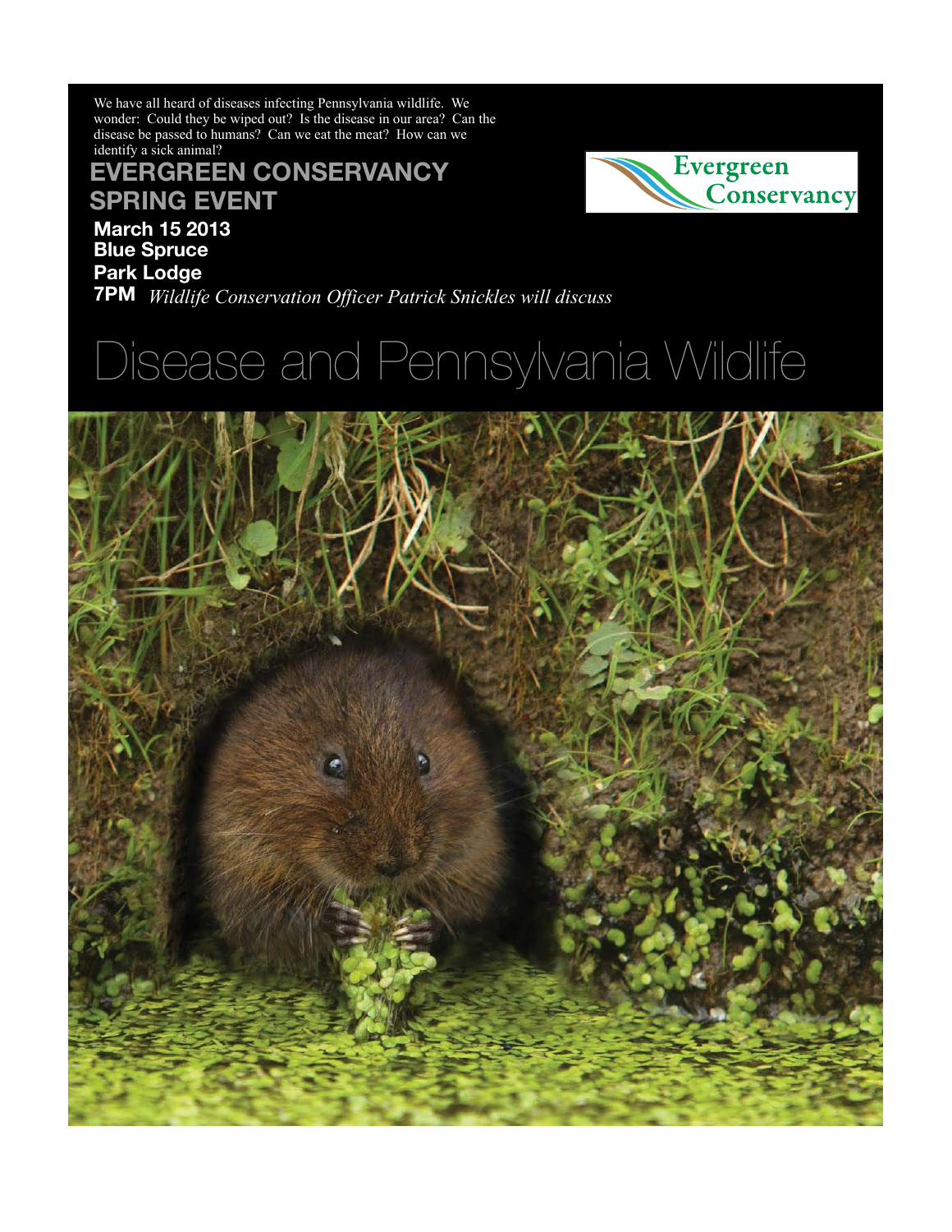We have all heard of diseases infecting Pennsylvania wildlife. We wonder: Could they be wiped out? Is the disease in our area? Can the disease be passed to humans? Can we eat the meat? How can we identify a sick animal?

## EVERGREEN CONSERVANCY SPRING EVENT

Evergreen Conservancy

**March 15 2013**
**Blue Spruce Park Lodge**
**7PM** *Wildlife Conservation Officer Patrick Snickles will discuss*

# Disease and Pennsylvania Wildlife